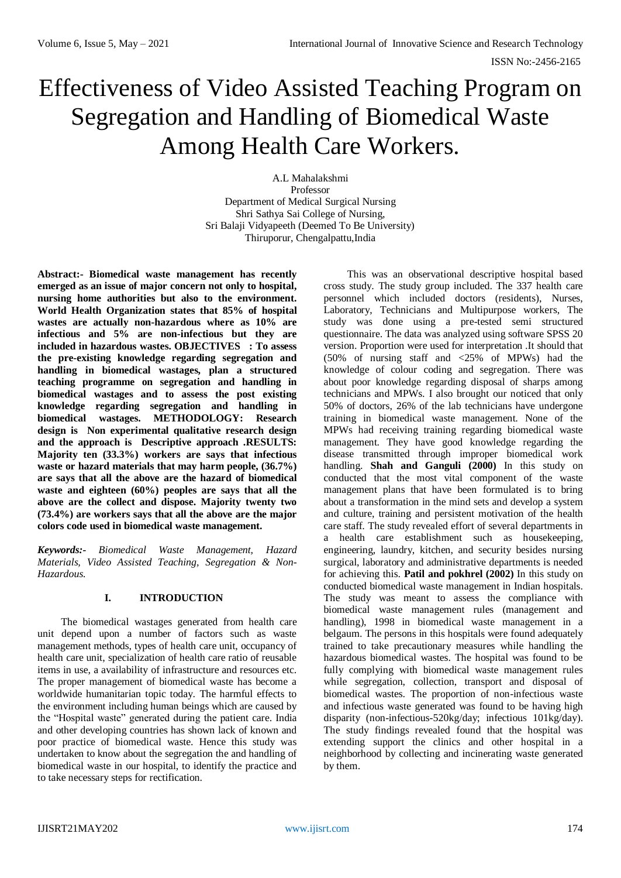# Effectiveness of Video Assisted Teaching Program on Segregation and Handling of Biomedical Waste Among Health Care Workers.

A.L Mahalakshmi
Professor
Department of Medical Surgical Nursing
Shri Sathya Sai College of Nursing,
Sri Balaji Vidyapeeth (Deemed To Be University)
Thiruporur, Chengalpattu,India

**Abstract:- Biomedical waste management has recently emerged as an issue of major concern not only to hospital, nursing home authorities but also to the environment. World Health Organization states that 85% of hospital wastes are actually non-hazardous where as 10% are infectious and 5% are non-infectious but they are included in hazardous wastes. OBJECTIVES : To assess the pre-existing knowledge regarding segregation and handling in biomedical wastages, plan a structured teaching programme on segregation and handling in biomedical wastages and to assess the post existing knowledge regarding segregation and handling in biomedical wastages. METHODOLOGY: Research design is Non experimental qualitative research design and the approach is Descriptive approach .RESULTS: Majority ten (33.3%) workers are says that infectious waste or hazard materials that may harm people, (36.7%) are says that all the above are the hazard of biomedical waste and eighteen (60%) peoples are says that all the above are the collect and dispose. Majority twenty two (73.4%) are workers says that all the above are the major colors code used in biomedical waste management.**

*Keywords:- Biomedical Waste Management, Hazard Materials, Video Assisted Teaching, Segregation & Non-Hazardous.*

## I. INTRODUCTION

The biomedical wastages generated from health care unit depend upon a number of factors such as waste management methods, types of health care unit, occupancy of health care unit, specialization of health care ratio of reusable items in use, a availability of infrastructure and resources etc. The proper management of biomedical waste has become a worldwide humanitarian topic today. The harmful effects to the environment including human beings which are caused by the "Hospital waste" generated during the patient care. India and other developing countries has shown lack of known and poor practice of biomedical waste. Hence this study was undertaken to know about the segregation the and handling of biomedical waste in our hospital, to identify the practice and to take necessary steps for rectification.

This was an observational descriptive hospital based cross study. The study group included. The 337 health care personnel which included doctors (residents), Nurses, Laboratory, Technicians and Multipurpose workers, The study was done using a pre-tested semi structured questionnaire. The data was analyzed using software SPSS 20 version. Proportion were used for interpretation .It should that (50% of nursing staff and <25% of MPWs) had the knowledge of colour coding and segregation. There was about poor knowledge regarding disposal of sharps among technicians and MPWs. I also brought our noticed that only 50% of doctors, 26% of the lab technicians have undergone training in biomedical waste management. None of the MPWs had receiving training regarding biomedical waste management. They have good knowledge regarding the disease transmitted through improper biomedical work handling. **Shah and Ganguli (2000)** In this study on conducted that the most vital component of the waste management plans that have been formulated is to bring about a transformation in the mind sets and develop a system and culture, training and persistent motivation of the health care staff. The study revealed effort of several departments in a health care establishment such as housekeeping, engineering, laundry, kitchen, and security besides nursing surgical, laboratory and administrative departments is needed for achieving this. **Patil and pokhrel (2002)** In this study on conducted biomedical waste management in Indian hospitals. The study was meant to assess the compliance with biomedical waste management rules (management and handling), 1998 in biomedical waste management in a belgaum. The persons in this hospitals were found adequately trained to take precautionary measures while handling the hazardous biomedical wastes. The hospital was found to be fully complying with biomedical waste management rules while segregation, collection, transport and disposal of biomedical wastes. The proportion of non-infectious waste and infectious waste generated was found to be having high disparity (non-infectious-520kg/day; infectious 101kg/day). The study findings revealed found that the hospital was extending support the clinics and other hospital in a neighborhood by collecting and incinerating waste generated by them.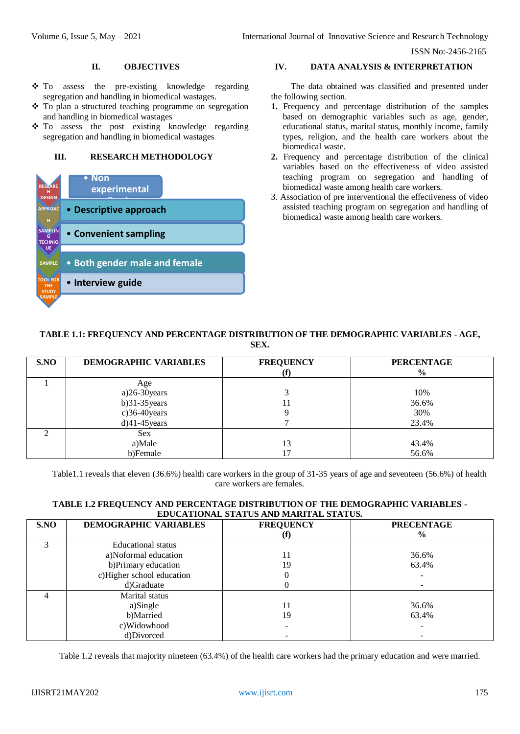## II. OBJECTIVES

- To assess the pre-existing knowledge regarding segregation and handling in biomedical wastages.
- To plan a structured teaching programme on segregation and handling in biomedical wastages
- To assess the post existing knowledge regarding segregation and handling in biomedical wastages

## III. RESEARCH METHODOLOGY

RESEARCH DESIGN
- Non experimental

APPROACH
- Descriptive approach

SAMPLING TECHNIQUE
- Convenient sampling

SAMPLE
- Both gender male and female

TOOL FOR THE STUDY SAMPLE
- Interview guide

## IV. DATA ANALYSIS & INTERPRETATION

The data obtained was classified and presented under the following section.

1. Frequency and percentage distribution of the samples based on demographic variables such as age, gender, educational status, marital status, monthly income, family types, religion, and the health care workers about the biomedical waste.
2. Frequency and percentage distribution of the clinical variables based on the effectiveness of video assisted teaching program on segregation and handling of biomedical waste among health care workers.
3. Association of pre interventional the effectiveness of video assisted teaching program on segregation and handling of biomedical waste among health care workers.

**TABLE 1.1: FREQUENCY AND PERCENTAGE DISTRIBUTION OF THE DEMOGRAPHIC VARIABLES - AGE, SEX.**

| S.NO | DEMOGRAPHIC VARIABLES | FREQUENCY (f) | PERCENTAGE % |
|---|---|---|---|
| 1 | Age | | |
| | a)26-30years | 3 | 10% |
| | b)31-35years | 11 | 36.6% |
| | c)36-40years | 9 | 30% |
| | d)41-45years | 7 | 23.4% |
| 2 | Sex | | |
| | a)Male | 13 | 43.4% |
| | b)Female | 17 | 56.6% |

Table1.1 reveals that eleven (36.6%) health care workers in the group of 31-35 years of age and seventeen (56.6%) of health care workers are females.

**TABLE 1.2 FREQUENCY AND PERCENTAGE DISTRIBUTION OF THE DEMOGRAPHIC VARIABLES - EDUCATIONAL STATUS AND MARITAL STATUS.**

| S.NO | DEMOGRAPHIC VARIABLES | FREQUENCY (f) | PRECENTAGE % |
|---|---|---|---|
| 3 | Educational status | | |
| | a)Noformal education | 11 | 36.6% |
| | b)Primary education | 19 | 63.4% |
| | c)Higher school education | 0 | - |
| | d)Graduate | 0 | - |
| 4 | Marital status | | |
| | a)Single | 11 | 36.6% |
| | b)Married | 19 | 63.4% |
| | c)Widowhood | - | - |
| | d)Divorced | - | - |

Table 1.2 reveals that majority nineteen (63.4%) of the health care workers had the primary education and were married.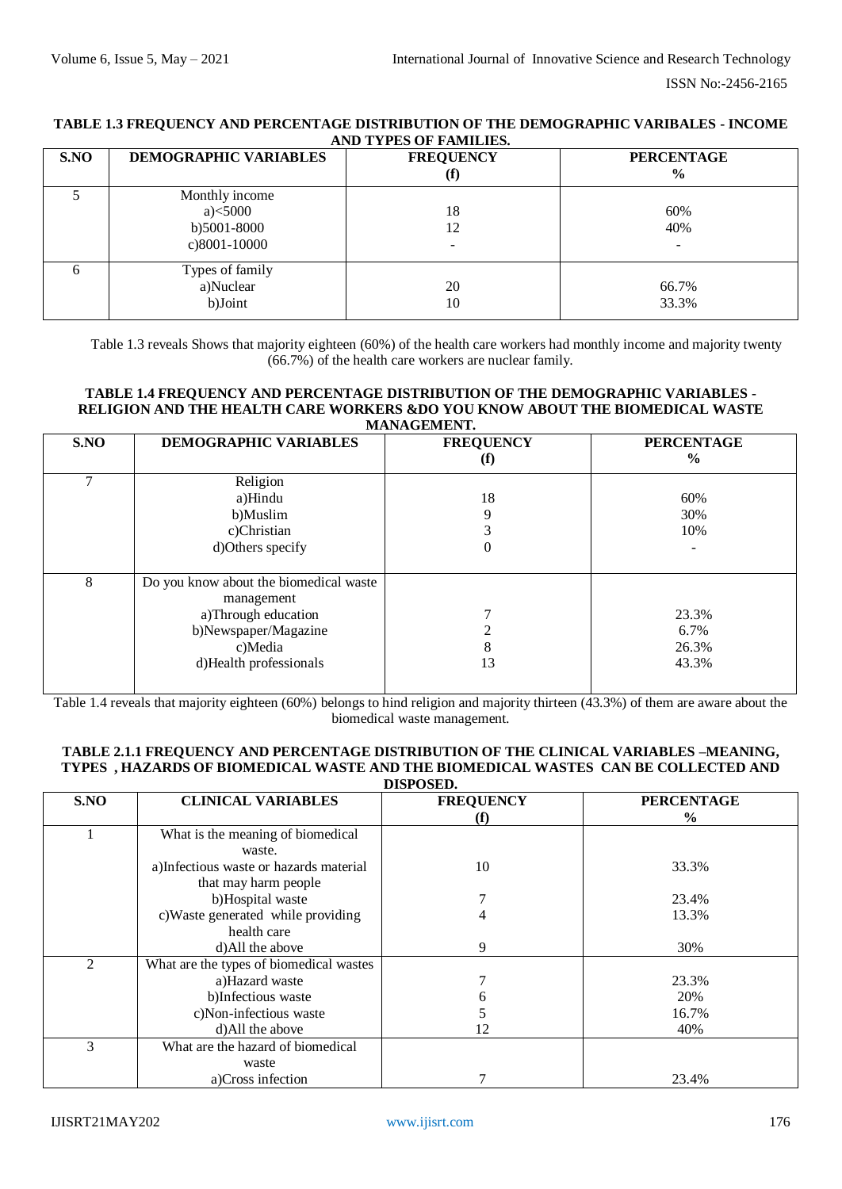**TABLE 1.3 FREQUENCY AND PERCENTAGE DISTRIBUTION OF THE DEMOGRAPHIC VARIBALES - INCOME AND TYPES OF FAMILIES.**

| S.NO | DEMOGRAPHIC VARIABLES | FREQUENCY (f) | PERCENTAGE % |
|---|---|---|---|
| 5 | Monthly income<br>a)<5000<br>b)5001-8000<br>c)8001-10000 | <br>18<br>12<br>- | <br>60%<br>40%<br>- |
| 6 | Types of family<br>a)Nuclear<br>b)Joint | <br>20<br>10 | <br>66.7%<br>33.3% |

Table 1.3 reveals Shows that majority eighteen (60%) of the health care workers had monthly income and majority twenty (66.7%) of the health care workers are nuclear family.

**TABLE 1.4 FREQUENCY AND PERCENTAGE DISTRIBUTION OF THE DEMOGRAPHIC VARIABLES - RELIGION AND THE HEALTH CARE WORKERS &DO YOU KNOW ABOUT THE BIOMEDICAL WASTE MANAGEMENT.**

| S.NO | DEMOGRAPHIC VARIABLES | FREQUENCY (f) | PERCENTAGE % |
|---|---|---|---|
| 7 | Religion<br>a)Hindu<br>b)Muslim<br>c)Christian<br>d)Others specify | <br>18<br>9<br>3<br>0 | <br>60%<br>30%<br>10%<br>- |
| 8 | Do you know about the biomedical waste management<br>a)Through education<br>b)Newspaper/Magazine<br>c)Media<br>d)Health professionals | <br>7<br>2<br>8<br>13 | <br>23.3%<br>6.7%<br>26.3%<br>43.3% |

Table 1.4 reveals that majority eighteen (60%) belongs to hind religion and majority thirteen (43.3%) of them are aware about the biomedical waste management.

**TABLE 2.1.1 FREQUENCY AND PERCENTAGE DISTRIBUTION OF THE CLINICAL VARIABLES –MEANING, TYPES , HAZARDS OF BIOMEDICAL WASTE AND THE BIOMEDICAL WASTES CAN BE COLLECTED AND DISPOSED.**

| S.NO | CLINICAL VARIABLES | FREQUENCY (f) | PERCENTAGE % |
|---|---|---|---|
| 1 | What is the meaning of biomedical waste.<br>a)Infectious waste or hazards material that may harm people<br>b)Hospital waste<br>c)Waste generated while providing health care<br>d)All the above | <br>10<br>7<br>4<br>9 | <br>33.3%<br>23.4%<br>13.3%<br>30% |
| 2 | What are the types of biomedical wastes<br>a)Hazard waste<br>b)Infectious waste<br>c)Non-infectious waste<br>d)All the above | <br>7<br>6<br>5<br>12 | <br>23.3%<br>20%<br>16.7%<br>40% |
| 3 | What are the hazard of biomedical waste<br>a)Cross infection | <br>7 | <br>23.4% |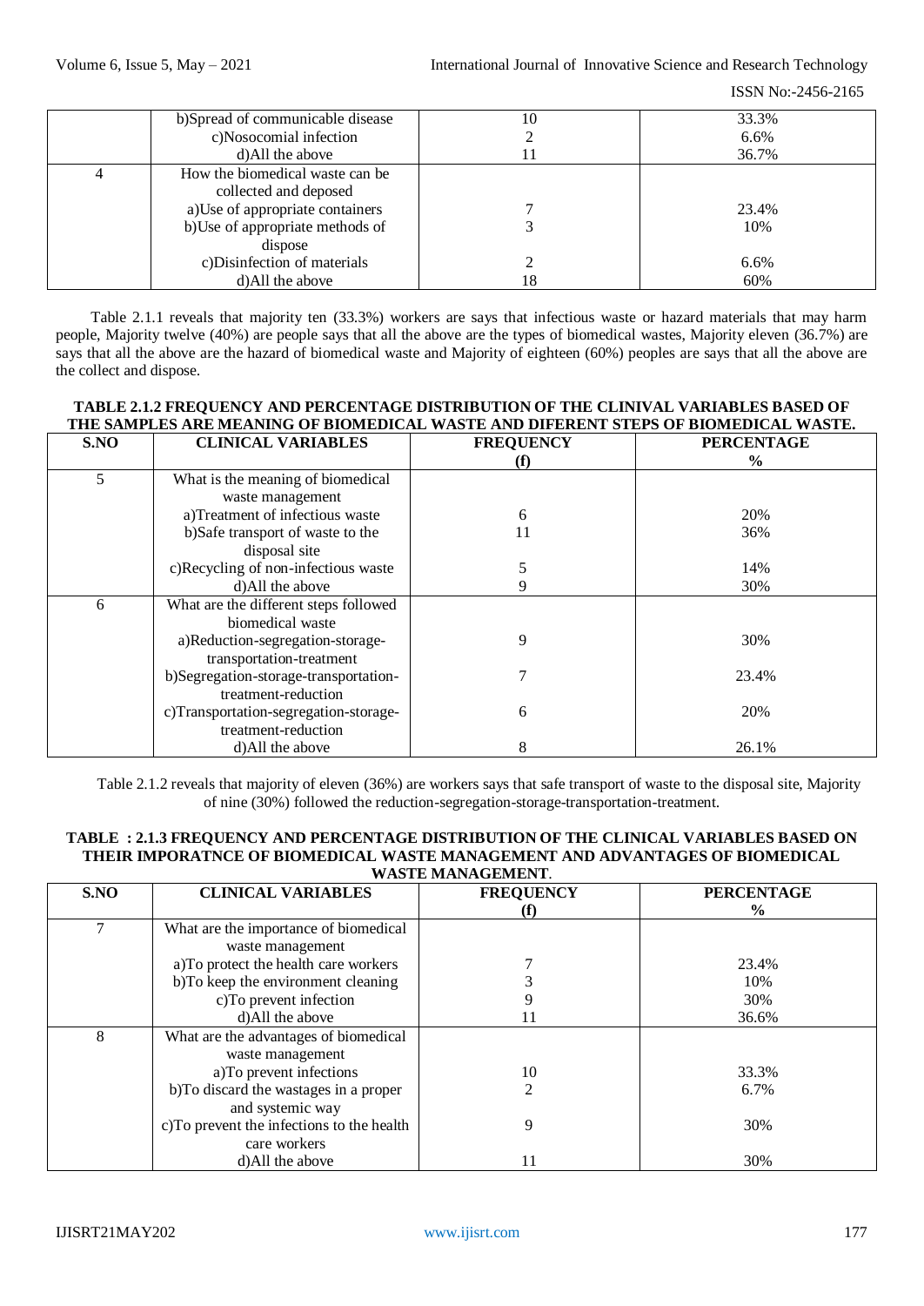| | b)Spread of communicable disease | 10 | 33.3% |
|---|---|---|---|
| | c)Nosocomial infection | 2 | 6.6% |
| | d)All the above | 11 | 36.7% |
| 4 | How the biomedical waste can be collected and deposed | | |
| | a)Use of appropriate containers | 7 | 23.4% |
| | b)Use of appropriate methods of dispose | 3 | 10% |
| | c)Disinfection of materials | 2 | 6.6% |
| | d)All the above | 18 | 60% |

Table 2.1.1 reveals that majority ten (33.3%) workers are says that infectious waste or hazard materials that may harm people, Majority twelve (40%) are people says that all the above are the types of biomedical wastes, Majority eleven (36.7%) are says that all the above are the hazard of biomedical waste and Majority of eighteen (60%) peoples are says that all the above are the collect and dispose.

**TABLE 2.1.2 FREQUENCY AND PERCENTAGE DISTRIBUTION OF THE CLINIVAL VARIABLES BASED OF THE SAMPLES ARE MEANING OF BIOMEDICAL WASTE AND DIFERENT STEPS OF BIOMEDICAL WASTE.**

| S.NO | CLINICAL VARIABLES | FREQUENCY (f) | PERCENTAGE % |
|---|---|---|---|
| 5 | What is the meaning of biomedical waste management | | |
| | a)Treatment of infectious waste | 6 | 20% |
| | b)Safe transport of waste to the disposal site | 11 | 36% |
| | c)Recycling of non-infectious waste | 5 | 14% |
| | d)All the above | 9 | 30% |
| 6 | What are the different steps followed biomedical waste | | |
| | a)Reduction-segregation-storage-transportation-treatment | 9 | 30% |
| | b)Segregation-storage-transportation-treatment-reduction | 7 | 23.4% |
| | c)Transportation-segregation-storage-treatment-reduction | 6 | 20% |
| | d)All the above | 8 | 26.1% |

Table 2.1.2 reveals that majority of eleven (36%) are workers says that safe transport of waste to the disposal site, Majority of nine (30%) followed the reduction-segregation-storage-transportation-treatment.

**TABLE : 2.1.3 FREQUENCY AND PERCENTAGE DISTRIBUTION OF THE CLINICAL VARIABLES BASED ON THEIR IMPORATNCE OF BIOMEDICAL WASTE MANAGEMENT AND ADVANTAGES OF BIOMEDICAL WASTE MANAGEMENT.**

| S.NO | CLINICAL VARIABLES | FREQUENCY (f) | PERCENTAGE % |
|---|---|---|---|
| 7 | What are the importance of biomedical waste management | | |
| | a)To protect the health care workers | 7 | 23.4% |
| | b)To keep the environment cleaning | 3 | 10% |
| | c)To prevent infection | 9 | 30% |
| | d)All the above | 11 | 36.6% |
| 8 | What are the advantages of biomedical waste management | | |
| | a)To prevent infections | 10 | 33.3% |
| | b)To discard the wastages in a proper and systemic way | 2 | 6.7% |
| | c)To prevent the infections to the health care workers | 9 | 30% |
| | d)All the above | 11 | 30% |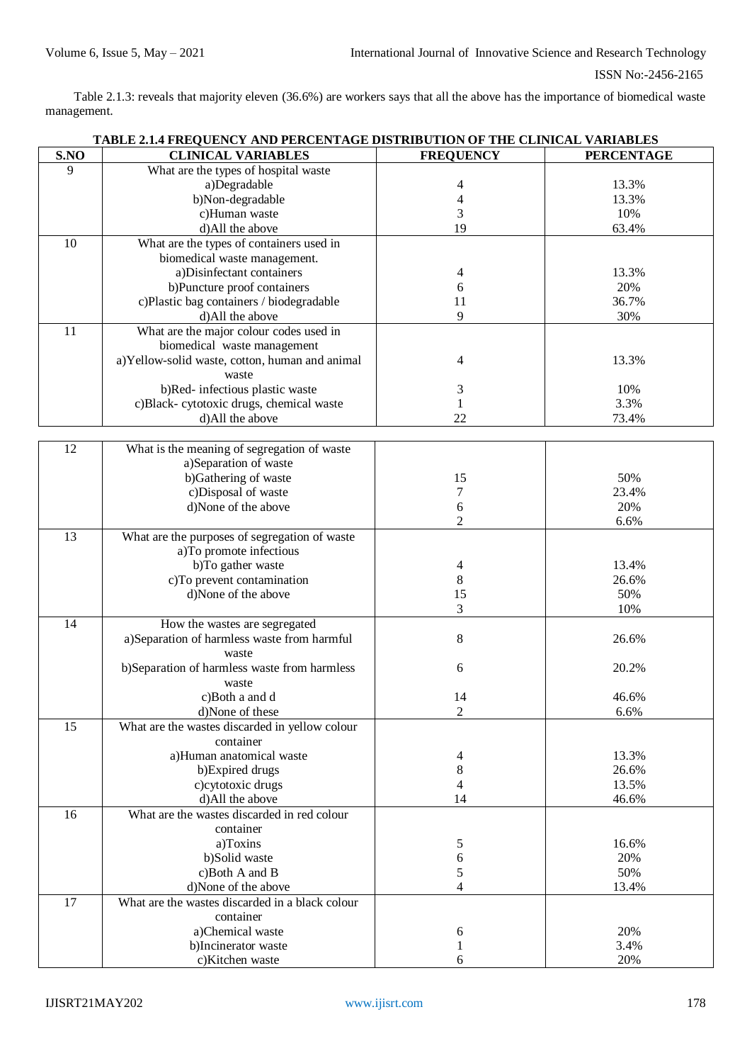Table 2.1.3: reveals that majority eleven (36.6%) are workers says that all the above has the importance of biomedical waste management.

**TABLE 2.1.4 FREQUENCY AND PERCENTAGE DISTRIBUTION OF THE CLINICAL VARIABLES**

| S.NO | CLINICAL VARIABLES | FREQUENCY | PERCENTAGE |
|---|---|---|---|
| 9 | What are the types of hospital waste | | |
| | a)Degradable | 4 | 13.3% |
| | b)Non-degradable | 4 | 13.3% |
| | c)Human waste | 3 | 10% |
| | d)All the above | 19 | 63.4% |
| 10 | What are the types of containers used in biomedical waste management. | | |
| | a)Disinfectant containers | 4 | 13.3% |
| | b)Puncture proof containers | 6 | 20% |
| | c)Plastic bag containers / biodegradable | 11 | 36.7% |
| | d)All the above | 9 | 30% |
| 11 | What are the major colour codes used in biomedical waste management | | |
| | a)Yellow-solid waste, cotton, human and animal waste | 4 | 13.3% |
| | b)Red- infectious plastic waste | 3 | 10% |
| | c)Black- cytotoxic drugs, chemical waste | 1 | 3.3% |
| | d)All the above | 22 | 73.4% |
| 12 | What is the meaning of segregation of waste | | |
| | a)Separation of waste | | |
| | b)Gathering of waste | 15 | 50% |
| | c)Disposal of waste | 7 | 23.4% |
| | d)None of the above | 6 | 20% |
| | | 2 | 6.6% |
| 13 | What are the purposes of segregation of waste | | |
| | a)To promote infectious | | |
| | b)To gather waste | 4 | 13.4% |
| | c)To prevent contamination | 8 | 26.6% |
| | d)None of the above | 15 | 50% |
| | | 3 | 10% |
| 14 | How the wastes are segregated | | |
| | a)Separation of harmless waste from harmful waste | 8 | 26.6% |
| | b)Separation of harmless waste from harmless waste | 6 | 20.2% |
| | c)Both a and d | 14 | 46.6% |
| | d)None of these | 2 | 6.6% |
| 15 | What are the wastes discarded in yellow colour container | | |
| | a)Human anatomical waste | 4 | 13.3% |
| | b)Expired drugs | 8 | 26.6% |
| | c)cytotoxic drugs | 4 | 13.5% |
| | d)All the above | 14 | 46.6% |
| 16 | What are the wastes discarded in red colour container | | |
| | a)Toxins | 5 | 16.6% |
| | b)Solid waste | 6 | 20% |
| | c)Both A and B | 5 | 50% |
| | d)None of the above | 4 | 13.4% |
| 17 | What are the wastes discarded in a black colour container | | |
| | a)Chemical waste | 6 | 20% |
| | b)Incinerator waste | 1 | 3.4% |
| | c)Kitchen waste | 6 | 20% |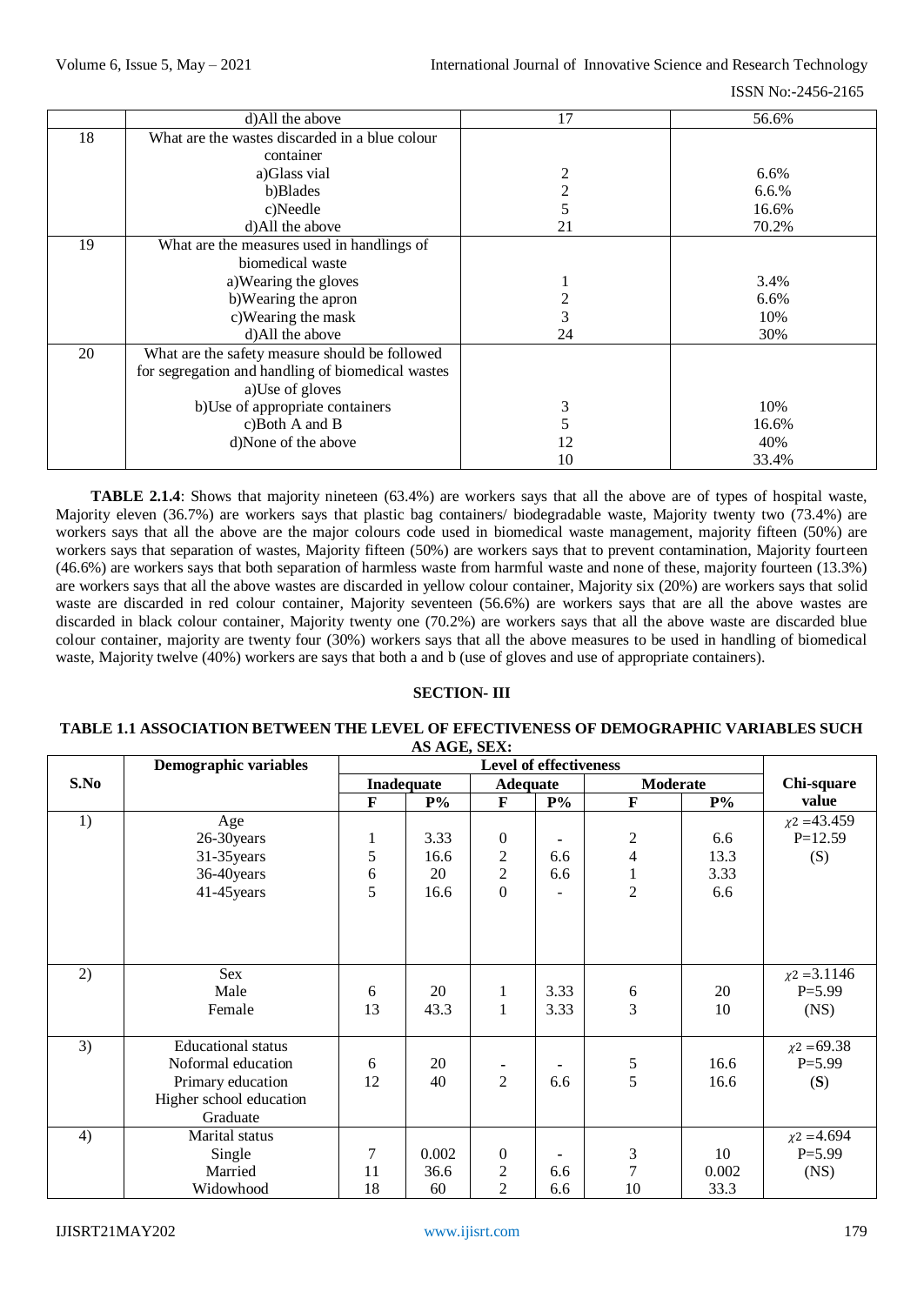|  | d)All the above | 17 | 56.6% |
|---|---|---|---|
| 18 | What are the wastes discarded in a blue colour container | | |
| | a)Glass vial | 2 | 6.6% |
| | b)Blades | 2 | 6.6.% |
| | c)Needle | 5 | 16.6% |
| | d)All the above | 21 | 70.2% |
| 19 | What are the measures used in handlings of biomedical waste | | |
| | a)Wearing the gloves | 1 | 3.4% |
| | b)Wearing the apron | 2 | 6.6% |
| | c)Wearing the mask | 3 | 10% |
| | d)All the above | 24 | 30% |
| 20 | What are the safety measure should be followed for segregation and handling of biomedical wastes | | |
| | a)Use of gloves | | |
| | b)Use of appropriate containers | 3 | 10% |
| | c)Both A and B | 5 | 16.6% |
| | d)None of the above | 12 | 40% |
| | | 10 | 33.4% |

**TABLE 2.1.4**: Shows that majority nineteen (63.4%) are workers says that all the above are of types of hospital waste, Majority eleven (36.7%) are workers says that plastic bag containers/ biodegradable waste, Majority twenty two (73.4%) are workers says that all the above are the major colours code used in biomedical waste management, majority fifteen (50%) are workers says that separation of wastes, Majority fifteen (50%) are workers says that to prevent contamination, Majority fourteen (46.6%) are workers says that both separation of harmless waste from harmful waste and none of these, majority fourteen (13.3%) are workers says that all the above wastes are discarded in yellow colour container, Majority six (20%) are workers says that solid waste are discarded in red colour container, Majority seventeen (56.6%) are workers says that are all the above wastes are discarded in black colour container, Majority twenty one (70.2%) are workers says that all the above waste are discarded blue colour container, majority are twenty four (30%) workers says that all the above measures to be used in handling of biomedical waste, Majority twelve (40%) workers are says that both a and b (use of gloves and use of appropriate containers).

## SECTION- III

**TABLE 1.1 ASSOCIATION BETWEEN THE LEVEL OF EFECTIVENESS OF DEMOGRAPHIC VARIABLES SUCH AS AGE, SEX:**

| S.No | Demographic variables | Level of effectiveness | | | | | | Chi-square value |
|---|---|---|---|---|---|---|---|---|
| | | Inadequate | | Adequate | | Moderate | | |
| | | F | P% | F | P% | F | P% | |
| 1) | Age<br>26-30years<br>31-35years<br>36-40years<br>41-45years | <br>1<br>5<br>6<br>5 | <br>3.33<br>16.6<br>20<br>16.6 | <br>0<br>2<br>2<br>0 | <br>-<br>6.6<br>6.6<br>- | <br>2<br>4<br>1<br>2 | <br>6.6<br>13.3<br>3.33<br>6.6 | $\chi^2$ =43.459<br>P=12.59<br>(S) |
| 2) | Sex<br>Male<br>Female | <br>6<br>13 | <br>20<br>43.3 | <br>1<br>1 | <br>3.33<br>3.33 | <br>6<br>3 | <br>20<br>10 | $\chi^2$ =3.1146<br>P=5.99<br>(NS) |
| 3) | Educational status<br>Noformal education<br>Primary education<br>Higher school education<br>Graduate | <br>6<br>12 | <br>20<br>40 | <br>-<br>2 | <br>-<br>6.6 | <br>5<br>5 | <br>16.6<br>16.6 | $\chi^2$ =69.38<br>P=5.99<br>**(S)** |
| 4) | Marital status<br>Single<br>Married<br>Widowhood | <br>7<br>11<br>18 | <br>0.002<br>36.6<br>60 | <br>0<br>2<br>2 | <br>-<br>6.6<br>6.6 | <br>3<br>7<br>10 | <br>10<br>0.002<br>33.3 | $\chi^2$ =4.694<br>P=5.99<br>(NS) |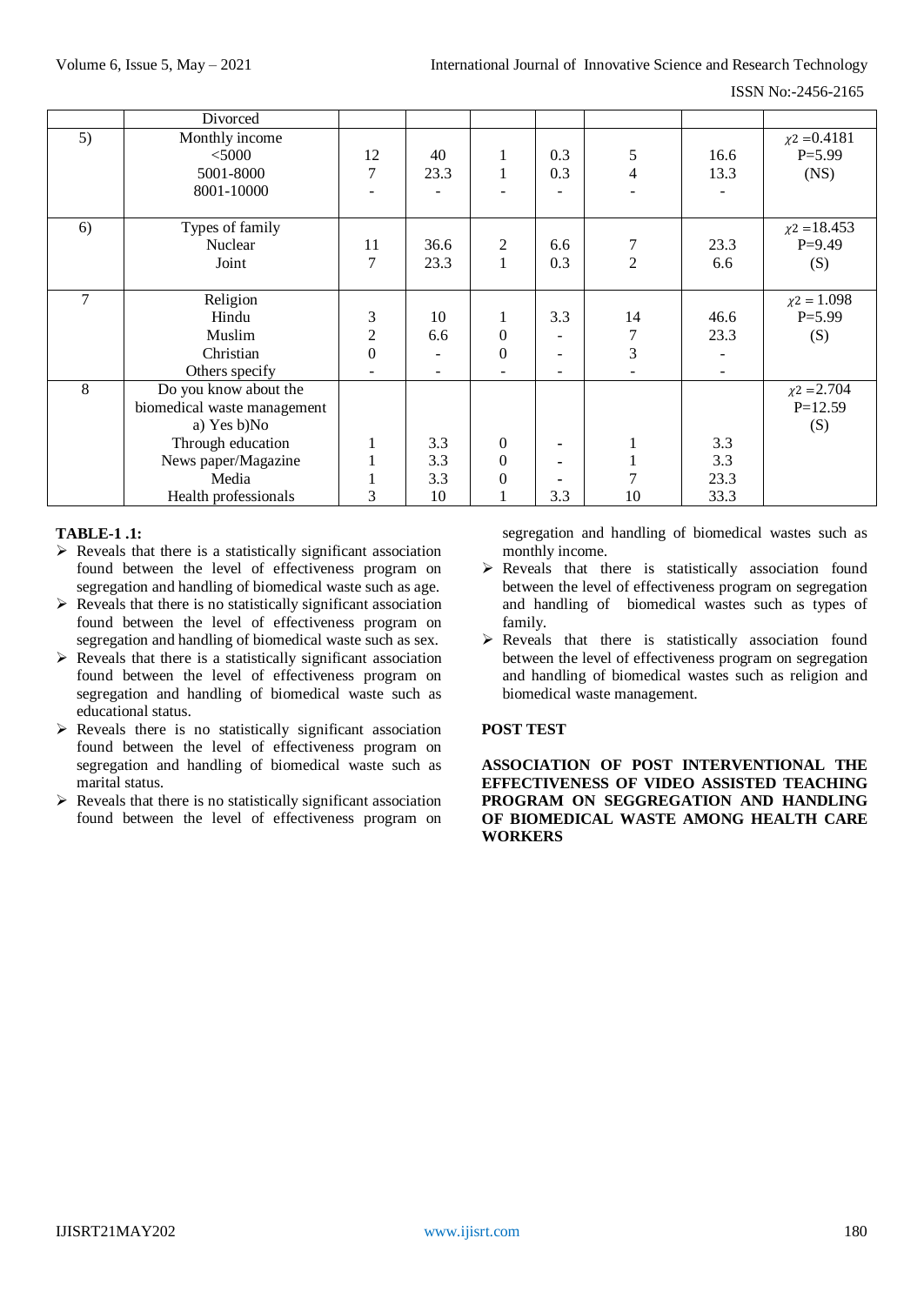| | Divorced | | | | | | | |
|---|---|---|---|---|---|---|---|---|
| 5) | Monthly income<br><5000<br>5001-8000<br>8001-10000 | <br>12<br>7<br>- | <br>40<br>23.3<br>- | <br>1<br>1<br>- | <br>0.3<br>0.3<br>- | <br>5<br>4<br>- | <br>16.6<br>13.3<br>- | $\chi 2$ =0.4181<br>P=5.99<br>(NS) |
| 6) | Types of family<br>Nuclear<br>Joint | <br>11<br>7 | <br>36.6<br>23.3 | <br>2<br>1 | <br>6.6<br>0.3 | <br>7<br>2 | <br>23.3<br>6.6 | $\chi 2$ =18.453<br>P=9.49<br>(S) |
| 7 | Religion<br>Hindu<br>Muslim<br>Christian<br>Others specify | <br>3<br>2<br>0<br>- | <br>10<br>6.6<br>-<br>- | <br>1<br>0<br>0<br>- | <br>3.3<br>-<br>-<br>- | <br>14<br>7<br>3<br>- | <br>46.6<br>23.3<br>-<br>- | $\chi 2$ = 1.098<br>P=5.99<br>(S) |
| 8 | Do you know about the biomedical waste management<br>a) Yes b)No<br>Through education<br>News paper/Magazine<br>Media<br>Health professionals | <br><br>1<br>1<br>1<br>3 | <br><br>3.3<br>3.3<br>3.3<br>10 | <br><br>0<br>0<br>0<br>1 | <br><br>-<br>-<br>-<br>3.3 | <br><br>1<br>1<br>7<br>10 | <br><br>3.3<br>3.3<br>23.3<br>33.3 | $\chi 2$ =2.704<br>P=12.59<br>(S) |

**TABLE-1 .1:**

- Reveals that there is a statistically significant association found between the level of effectiveness program on segregation and handling of biomedical waste such as age.
- Reveals that there is no statistically significant association found between the level of effectiveness program on segregation and handling of biomedical waste such as sex.
- Reveals that there is a statistically significant association found between the level of effectiveness program on segregation and handling of biomedical waste such as educational status.
- Reveals there is no statistically significant association found between the level of effectiveness program on segregation and handling of biomedical waste such as marital status.
- Reveals that there is no statistically significant association found between the level of effectiveness program on segregation and handling of biomedical wastes such as monthly income.
- Reveals that there is statistically association found between the level of effectiveness program on segregation and handling of biomedical wastes such as types of family.
- Reveals that there is statistically association found between the level of effectiveness program on segregation and handling of biomedical wastes such as religion and biomedical waste management.

**POST TEST**

**ASSOCIATION OF POST INTERVENTIONAL THE EFFECTIVENESS OF VIDEO ASSISTED TEACHING PROGRAM ON SEGGREGATION AND HANDLING OF BIOMEDICAL WASTE AMONG HEALTH CARE WORKERS**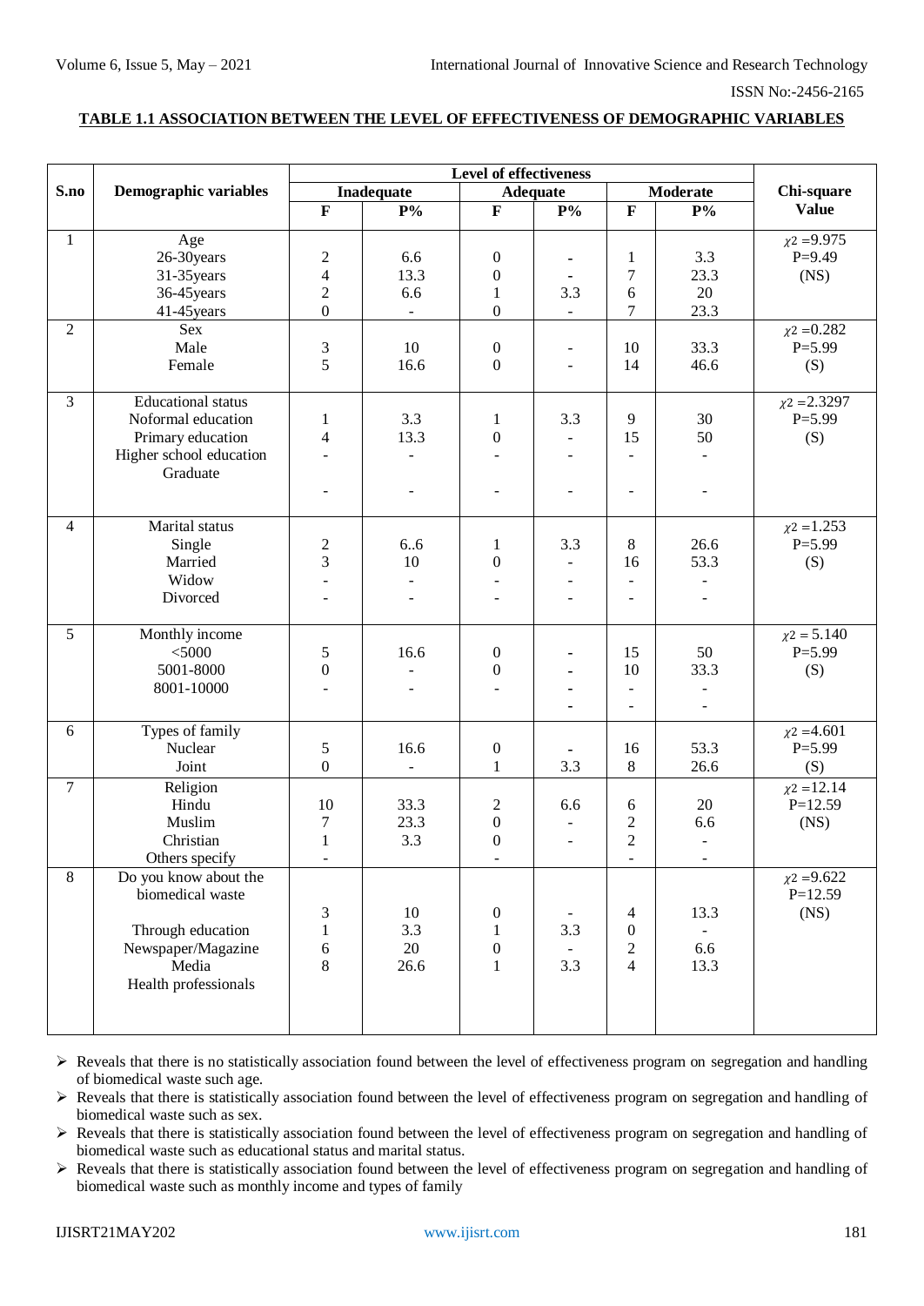**TABLE 1.1 ASSOCIATION BETWEEN THE LEVEL OF EFFECTIVENESS OF DEMOGRAPHIC VARIABLES**

| S.no | Demographic variables | Level of effectiveness | | | | | | Chi-square Value |
|---|---|---|---|---|---|---|---|---|
| | | Inadequate | | Adequate | | Moderate | | |
| | | F | P% | F | P% | F | P% | |
| 1 | Age | | | | | | | $\chi 2$ =9.975 |
| | 26-30years | 2 | 6.6 | 0 | - | 1 | 3.3 | P=9.49 |
| | 31-35years | 4 | 13.3 | 0 | - | 7 | 23.3 | (NS) |
| | 36-45years | 2 | 6.6 | 1 | 3.3 | 6 | 20 | |
| | 41-45years | 0 | - | 0 | - | 7 | 23.3 | |
| 2 | Sex | | | | | | | $\chi 2$ =0.282 |
| | Male | 3 | 10 | 0 | - | 10 | 33.3 | P=5.99 |
| | Female | 5 | 16.6 | 0 | - | 14 | 46.6 | (S) |
| 3 | Educational status | | | | | | | $\chi 2$ =2.3297 |
| | Noformal education | 1 | 3.3 | 1 | 3.3 | 9 | 30 | P=5.99 |
| | Primary education | 4 | 13.3 | 0 | - | 15 | 50 | (S) |
| | Higher school education | - | - | - | - | - | - | |
| | Graduate | - | - | - | - | - | - | |
| 4 | Marital status | | | | | | | $\chi 2$ =1.253 |
| | Single | 2 | 6..6 | 1 | 3.3 | 8 | 26.6 | P=5.99 |
| | Married | 3 | 10 | 0 | - | 16 | 53.3 | (S) |
| | Widow | - | - | - | - | - | - | |
| | Divorced | - | - | - | - | - | - | |
| 5 | Monthly income | | | | | | | $\chi 2$ = 5.140 |
| | <5000 | 5 | 16.6 | 0 | - | 15 | 50 | P=5.99 |
| | 5001-8000 | 0 | - | 0 | - | 10 | 33.3 | (S) |
| | 8001-10000 | - | - | - | - | - | - | |
| | | | | | - | - | - | |
| 6 | Types of family | | | | | | | $\chi 2$ =4.601 |
| | Nuclear | 5 | 16.6 | 0 | - | 16 | 53.3 | P=5.99 |
| | Joint | 0 | - | 1 | 3.3 | 8 | 26.6 | (S) |
| 7 | Religion | | | | | | | $\chi 2$ =12.14 |
| | Hindu | 10 | 33.3 | 2 | 6.6 | 6 | 20 | P=12.59 |
| | Muslim | 7 | 23.3 | 0 | - | 2 | 6.6 | (NS) |
| | Christian | 1 | 3.3 | 0 | - | 2 | - | |
| | Others specify | - | | - | | - | - | |
| 8 | Do you know about the biomedical waste | | | | | | | $\chi 2$ =9.622 P=12.59 |
| | | 3 | 10 | 0 | - | 4 | 13.3 | (NS) |
| | Through education | 1 | 3.3 | 1 | 3.3 | 0 | - | |
| | Newspaper/Magazine | 6 | 20 | 0 | - | 2 | 6.6 | |
| | Media | 8 | 26.6 | 1 | 3.3 | 4 | 13.3 | |
| | Health professionals | | | | | | | |

- Reveals that there is no statistically association found between the level of effectiveness program on segregation and handling of biomedical waste such age.
- Reveals that there is statistically association found between the level of effectiveness program on segregation and handling of biomedical waste such as sex.
- Reveals that there is statistically association found between the level of effectiveness program on segregation and handling of biomedical waste such as educational status and marital status.
- Reveals that there is statistically association found between the level of effectiveness program on segregation and handling of biomedical waste such as monthly income and types of family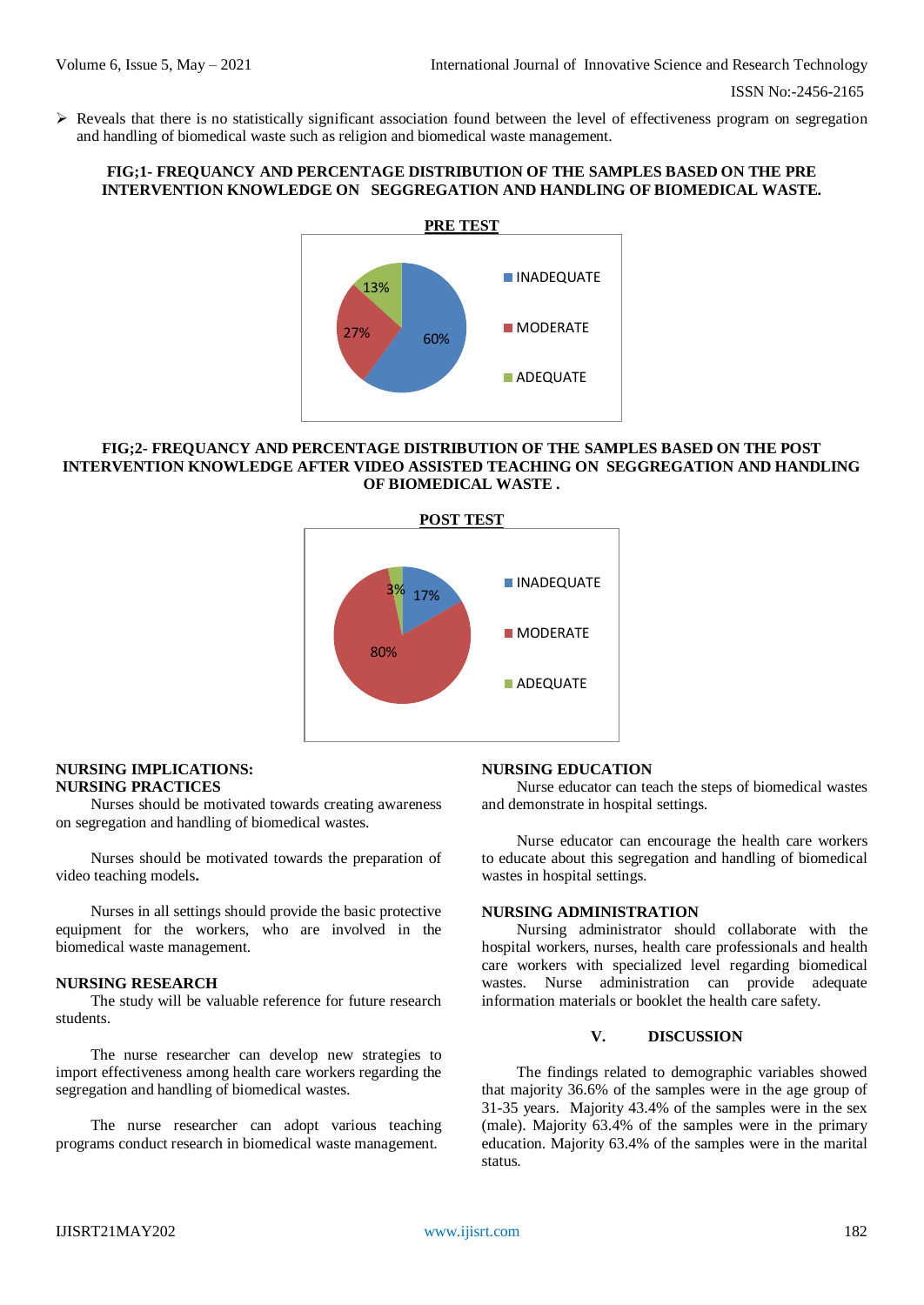- Reveals that there is no statistically significant association found between the level of effectiveness program on segregation and handling of biomedical waste such as religion and biomedical waste management.

**FIG;1- FREQUANCY AND PERCENTAGE DISTRIBUTION OF THE SAMPLES BASED ON THE PRE INTERVENTION KNOWLEDGE ON SEGGREGATION AND HANDLING OF BIOMEDICAL WASTE.**

**PRE TEST**

| Category | Percentage |
|---|---|
| INADEQUATE | 60% |
| MODERATE | 27% |
| ADEQUATE | 13% |

**FIG;2- FREQUANCY AND PERCENTAGE DISTRIBUTION OF THE SAMPLES BASED ON THE POST INTERVENTION KNOWLEDGE AFTER VIDEO ASSISTED TEACHING ON SEGGREGATION AND HANDLING OF BIOMEDICAL WASTE .**

**POST TEST**

| Category | Percentage |
|---|---|
| INADEQUATE | 17% |
| MODERATE | 80% |
| ADEQUATE | 3% |

## NURSING IMPLICATIONS:

### NURSING PRACTICES

Nurses should be motivated towards creating awareness on segregation and handling of biomedical wastes.

Nurses should be motivated towards the preparation of video teaching models**.**

Nurses in all settings should provide the basic protective equipment for the workers, who are involved in the biomedical waste management.

### NURSING RESEARCH

The study will be valuable reference for future research students.

The nurse researcher can develop new strategies to import effectiveness among health care workers regarding the segregation and handling of biomedical wastes.

The nurse researcher can adopt various teaching programs conduct research in biomedical waste management.

### NURSING EDUCATION

Nurse educator can teach the steps of biomedical wastes and demonstrate in hospital settings.

Nurse educator can encourage the health care workers to educate about this segregation and handling of biomedical wastes in hospital settings.

### NURSING ADMINISTRATION

Nursing administrator should collaborate with the hospital workers, nurses, health care professionals and health care workers with specialized level regarding biomedical wastes. Nurse administration can provide adequate information materials or booklet the health care safety.

## V. DISCUSSION

The findings related to demographic variables showed that majority 36.6% of the samples were in the age group of 31-35 years. Majority 43.4% of the samples were in the sex (male). Majority 63.4% of the samples were in the primary education. Majority 63.4% of the samples were in the marital status.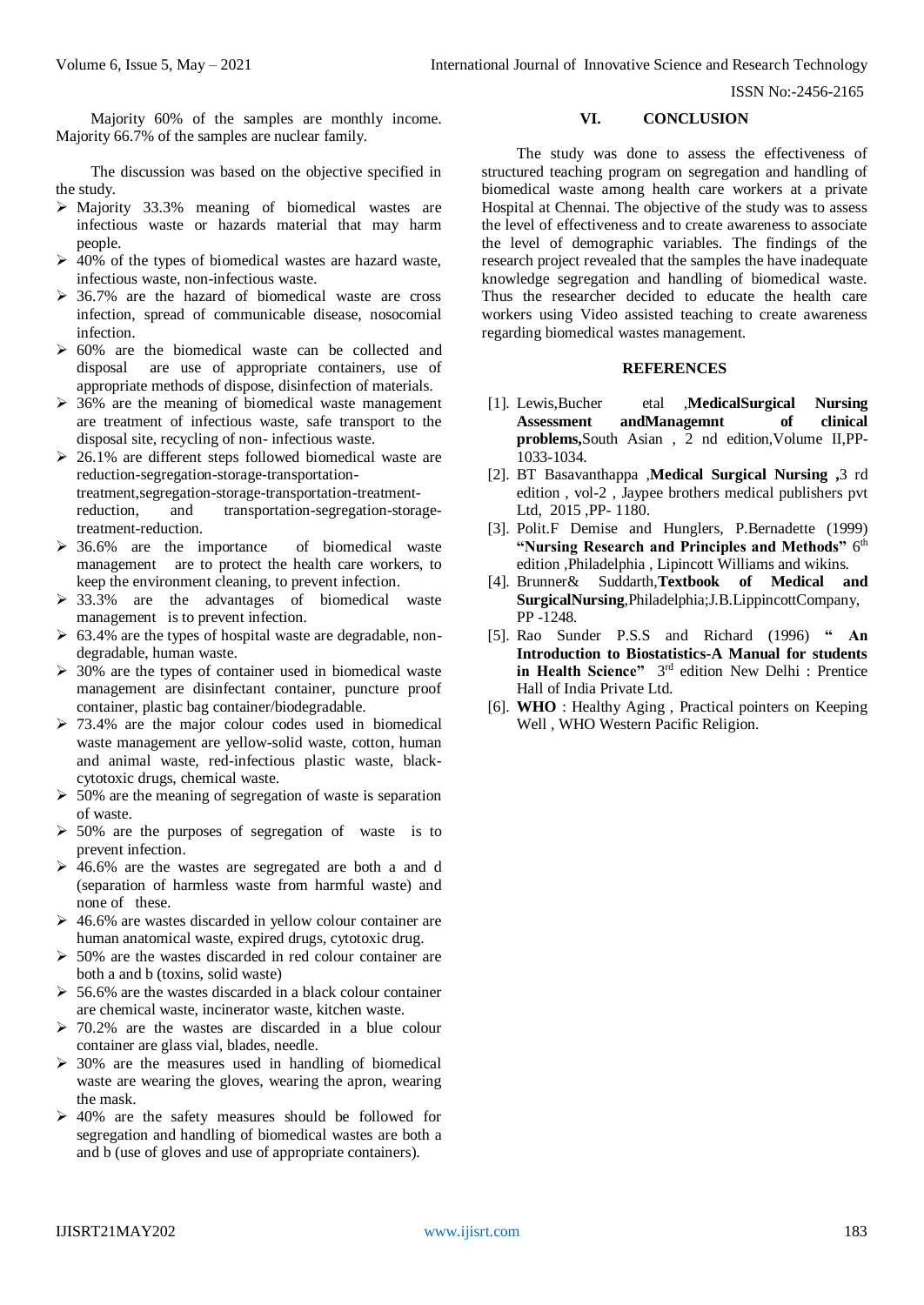Majority 60% of the samples are monthly income. Majority 66.7% of the samples are nuclear family.

The discussion was based on the objective specified in the study.

- Majority 33.3% meaning of biomedical wastes are infectious waste or hazards material that may harm people.
- 40% of the types of biomedical wastes are hazard waste, infectious waste, non-infectious waste.
- 36.7% are the hazard of biomedical waste are cross infection, spread of communicable disease, nosocomial infection.
- 60% are the biomedical waste can be collected and disposal are use of appropriate containers, use of appropriate methods of dispose, disinfection of materials.
- 36% are the meaning of biomedical waste management are treatment of infectious waste, safe transport to the disposal site, recycling of non- infectious waste.
- 26.1% are different steps followed biomedical waste are reduction-segregation-storage-transportation-treatment,segregation-storage-transportation-treatment-reduction, and transportation-segregation-storage-treatment-reduction.
- 36.6% are the importance of biomedical waste management are to protect the health care workers, to keep the environment cleaning, to prevent infection.
- 33.3% are the advantages of biomedical waste management is to prevent infection.
- 63.4% are the types of hospital waste are degradable, non-degradable, human waste.
- 30% are the types of container used in biomedical waste management are disinfectant container, puncture proof container, plastic bag container/biodegradable.
- 73.4% are the major colour codes used in biomedical waste management are yellow-solid waste, cotton, human and animal waste, red-infectious plastic waste, black-cytotoxic drugs, chemical waste.
- 50% are the meaning of segregation of waste is separation of waste.
- 50% are the purposes of segregation of waste is to prevent infection.
- 46.6% are the wastes are segregated are both a and d (separation of harmless waste from harmful waste) and none of these.
- 46.6% are wastes discarded in yellow colour container are human anatomical waste, expired drugs, cytotoxic drug.
- 50% are the wastes discarded in red colour container are both a and b (toxins, solid waste)
- 56.6% are the wastes discarded in a black colour container are chemical waste, incinerator waste, kitchen waste.
- 70.2% are the wastes are discarded in a blue colour container are glass vial, blades, needle.
- 30% are the measures used in handling of biomedical waste are wearing the gloves, wearing the apron, wearing the mask.
- 40% are the safety measures should be followed for segregation and handling of biomedical wastes are both a and b (use of gloves and use of appropriate containers).

## VI. CONCLUSION

The study was done to assess the effectiveness of structured teaching program on segregation and handling of biomedical waste among health care workers at a private Hospital at Chennai. The objective of the study was to assess the level of effectiveness and to create awareness to associate the level of demographic variables. The findings of the research project revealed that the samples the have inadequate knowledge segregation and handling of biomedical waste. Thus the researcher decided to educate the health care workers using Video assisted teaching to create awareness regarding biomedical wastes management.

## REFERENCES

[1]. Lewis,Bucher etal ,**MedicalSurgical Nursing Assessment andManagemnt of clinical problems,**South Asian , 2 nd edition,Volume II,PP-1033-1034.

[2]. BT Basavanthappa ,**Medical Surgical Nursing ,**3 rd edition , vol-2 , Jaypee brothers medical publishers pvt Ltd, 2015 ,PP- 1180.

[3]. Polit.F Demise and Hunglers, P.Bernadette (1999) **"Nursing Research and Principles and Methods"** 6th edition ,Philadelphia , Lipincott Williams and wikins.

[4]. Brunner& Suddarth,**Textbook of Medical and SurgicalNursing**,Philadelphia;J.B.LippincottCompany, PP -1248.

[5]. Rao Sunder P.S.S and Richard (1996) **" An Introduction to Biostatistics-A Manual for students in Health Science"** 3rd edition New Delhi : Prentice Hall of India Private Ltd.

[6]. **WHO** : Healthy Aging , Practical pointers on Keeping Well , WHO Western Pacific Religion.